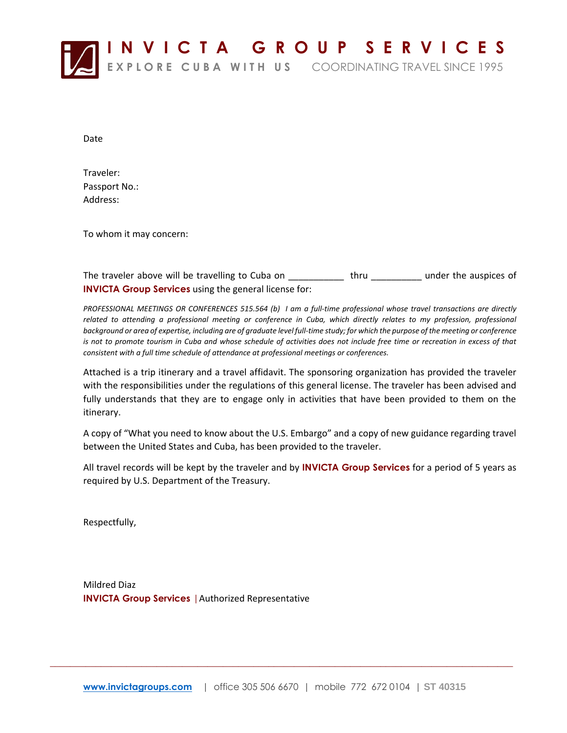# INVICTA GROUP SERVICES

EXPLORE CUBA WITH US COORDINATING TRAVEL SINCE 1995

Date

Traveler:
Passport No.:
Address:

To whom it may concern:

The traveler above will be travelling to Cuba on ___________ thru __________ under the auspices of **INVICTA Group Services** using the general license for:

*PROFESSIONAL MEETINGS OR CONFERENCES 515.564 (b) I am a full-time professional whose travel transactions are directly related to attending a professional meeting or conference in Cuba, which directly relates to my profession, professional background or area of expertise, including are of graduate level full-time study; for which the purpose of the meeting or conference is not to promote tourism in Cuba and whose schedule of activities does not include free time or recreation in excess of that consistent with a full time schedule of attendance at professional meetings or conferences.*

Attached is a trip itinerary and a travel affidavit. The sponsoring organization has provided the traveler with the responsibilities under the regulations of this general license. The traveler has been advised and fully understands that they are to engage only in activities that have been provided to them on the itinerary.

A copy of "What you need to know about the U.S. Embargo" and a copy of new guidance regarding travel between the United States and Cuba, has been provided to the traveler.

All travel records will be kept by the traveler and by **INVICTA Group Services** for a period of 5 years as required by U.S. Department of the Treasury.

Respectfully,

Mildred Diaz
**INVICTA Group Services** | Authorized Representative

www.invictagroups.com | office 305 506 6670 | mobile 772 672 0104 | **ST 40315**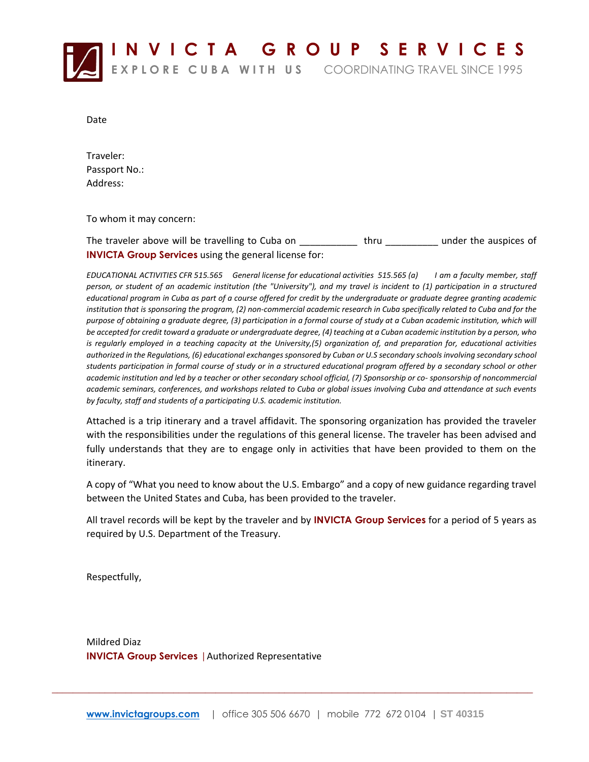# INVICTA GROUP SERVICES

EXPLORE CUBA WITH US    COORDINATING TRAVEL SINCE 1995

Date

Traveler:
Passport No.:
Address:

To whom it may concern:

The traveler above will be travelling to Cuba on ___________ thru __________ under the auspices of **INVICTA Group Services** using the general license for:

*EDUCATIONAL ACTIVITIES CFR 515.565 General license for educational activities 515.565 (a) I am a faculty member, staff person, or student of an academic institution (the "University"), and my travel is incident to (1) participation in a structured educational program in Cuba as part of a course offered for credit by the undergraduate or graduate degree granting academic institution that is sponsoring the program, (2) non-commercial academic research in Cuba specifically related to Cuba and for the purpose of obtaining a graduate degree, (3) participation in a formal course of study at a Cuban academic institution, which will be accepted for credit toward a graduate or undergraduate degree, (4) teaching at a Cuban academic institution by a person, who is regularly employed in a teaching capacity at the University,(5) organization of, and preparation for, educational activities authorized in the Regulations, (6) educational exchanges sponsored by Cuban or U.S secondary schools involving secondary school students participation in formal course of study or in a structured educational program offered by a secondary school or other academic institution and led by a teacher or other secondary school official, (7) Sponsorship or co- sponsorship of noncommercial academic seminars, conferences, and workshops related to Cuba or global issues involving Cuba and attendance at such events by faculty, staff and students of a participating U.S. academic institution.*

Attached is a trip itinerary and a travel affidavit. The sponsoring organization has provided the traveler with the responsibilities under the regulations of this general license. The traveler has been advised and fully understands that they are to engage only in activities that have been provided to them on the itinerary.

A copy of "What you need to know about the U.S. Embargo" and a copy of new guidance regarding travel between the United States and Cuba, has been provided to the traveler.

All travel records will be kept by the traveler and by **INVICTA Group Services** for a period of 5 years as required by U.S. Department of the Treasury.

Respectfully,

Mildred Diaz
**INVICTA Group Services** | Authorized Representative

www.invictagroups.com | office 305 506 6670 | mobile 772 672 0104 | ST 40315